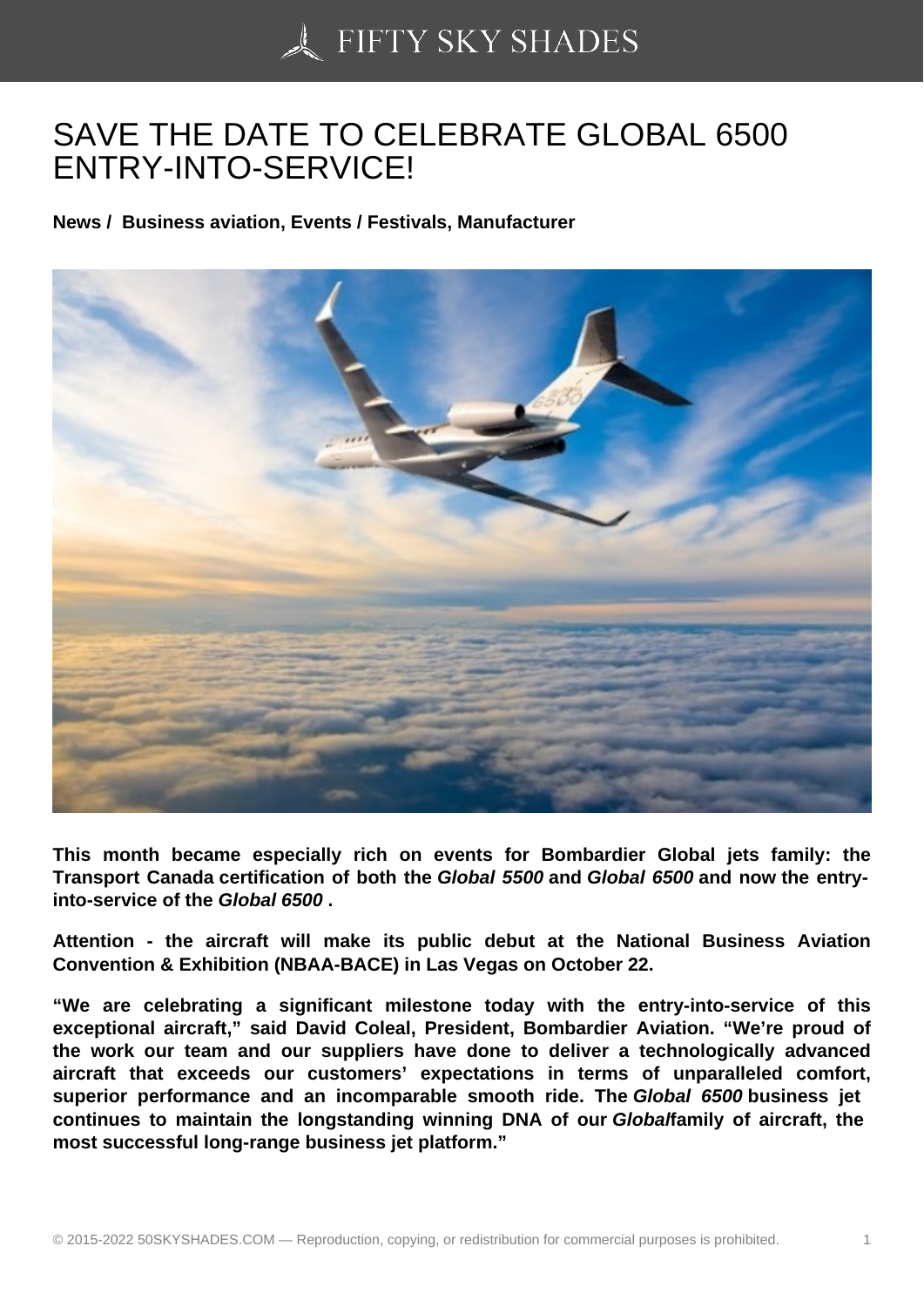# SAVE THE DATE TO CELEBRATE GLOBAL 6500 ENTRY-INTO-SERVICE!

**News / Business aviation, Events / Festivals, Manufacturer**

**This month became especially rich on events for Bombardier Global jets family: the Transport Canada certification of both the *Global 5500* and *Global 6500* and now the entry-into-service of the *Global 6500* .**

**Attention - the aircraft will make its public debut at the National Business Aviation Convention & Exhibition (NBAA-BACE) in Las Vegas on October 22.**

**"We are celebrating a significant milestone today with the entry-into-service of this exceptional aircraft," said David Coleal, President, Bombardier Aviation. "We're proud of the work our team and our suppliers have done to deliver a technologically advanced aircraft that exceeds our customers' expectations in terms of unparalleled comfort, superior performance and an incomparable smooth ride. The *Global 6500* business jet continues to maintain the longstanding winning DNA of our *Global* family of aircraft, the most successful long-range business jet platform."**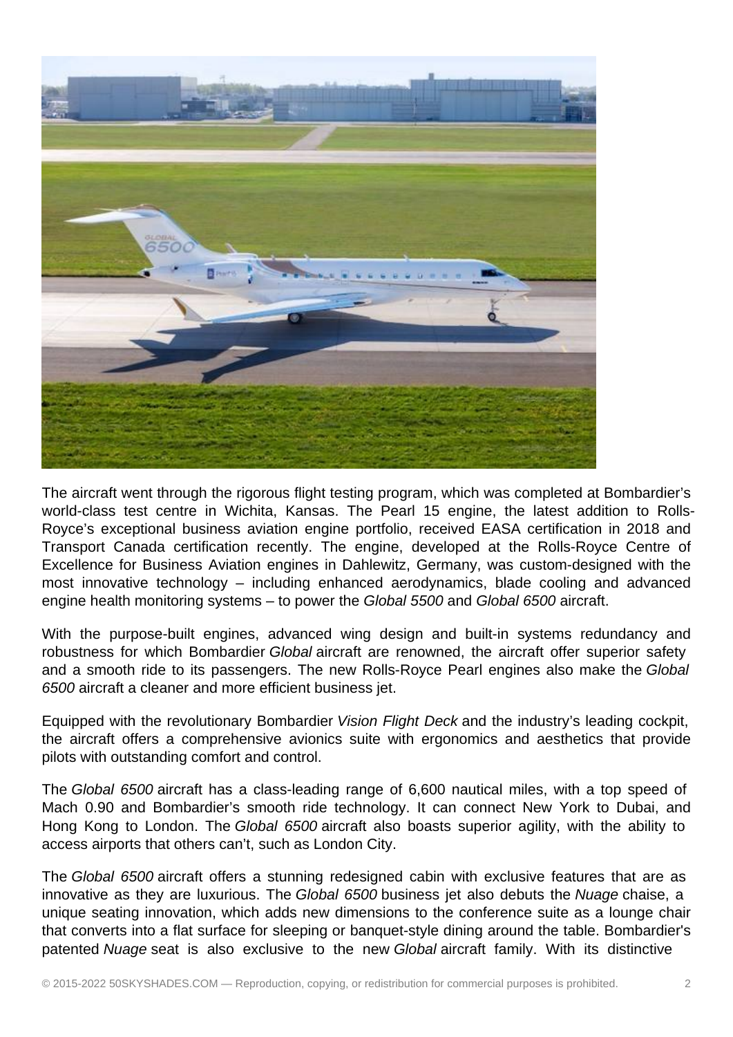The aircraft went through the rigorous flight testing program, which was completed at Bombardier's world-class test centre in Wichita, Kansas. The Pearl 15 engine, the latest addition to Rolls-Royce's exceptional business aviation engine portfolio, received EASA certification in 2018 and Transport Canada certification recently. The engine, developed at the Rolls-Royce Centre of Excellence for Business Aviation engines in Dahlewitz, Germany, was custom-designed with the most innovative technology – including enhanced aerodynamics, blade cooling and advanced engine health monitoring systems – to power the *Global 5500* and *Global 6500* aircraft.

With the purpose-built engines, advanced wing design and built-in systems redundancy and robustness for which Bombardier *Global* aircraft are renowned, the aircraft offer superior safety and a smooth ride to its passengers. The new Rolls-Royce Pearl engines also make the *Global 6500* aircraft a cleaner and more efficient business jet.

Equipped with the revolutionary Bombardier *Vision Flight Deck* and the industry's leading cockpit, the aircraft offers a comprehensive avionics suite with ergonomics and aesthetics that provide pilots with outstanding comfort and control.

The *Global 6500* aircraft has a class-leading range of 6,600 nautical miles, with a top speed of Mach 0.90 and Bombardier's smooth ride technology. It can connect New York to Dubai, and Hong Kong to London. The *Global 6500* aircraft also boasts superior agility, with the ability to access airports that others can't, such as London City.

The *Global 6500* aircraft offers a stunning redesigned cabin with exclusive features that are as innovative as they are luxurious. The *Global 6500* business jet also debuts the *Nuage* chaise, a unique seating innovation, which adds new dimensions to the conference suite as a lounge chair that converts into a flat surface for sleeping or banquet-style dining around the table. Bombardier's patented *Nuage* seat is also exclusive to the new *Global* aircraft family. With its distinctive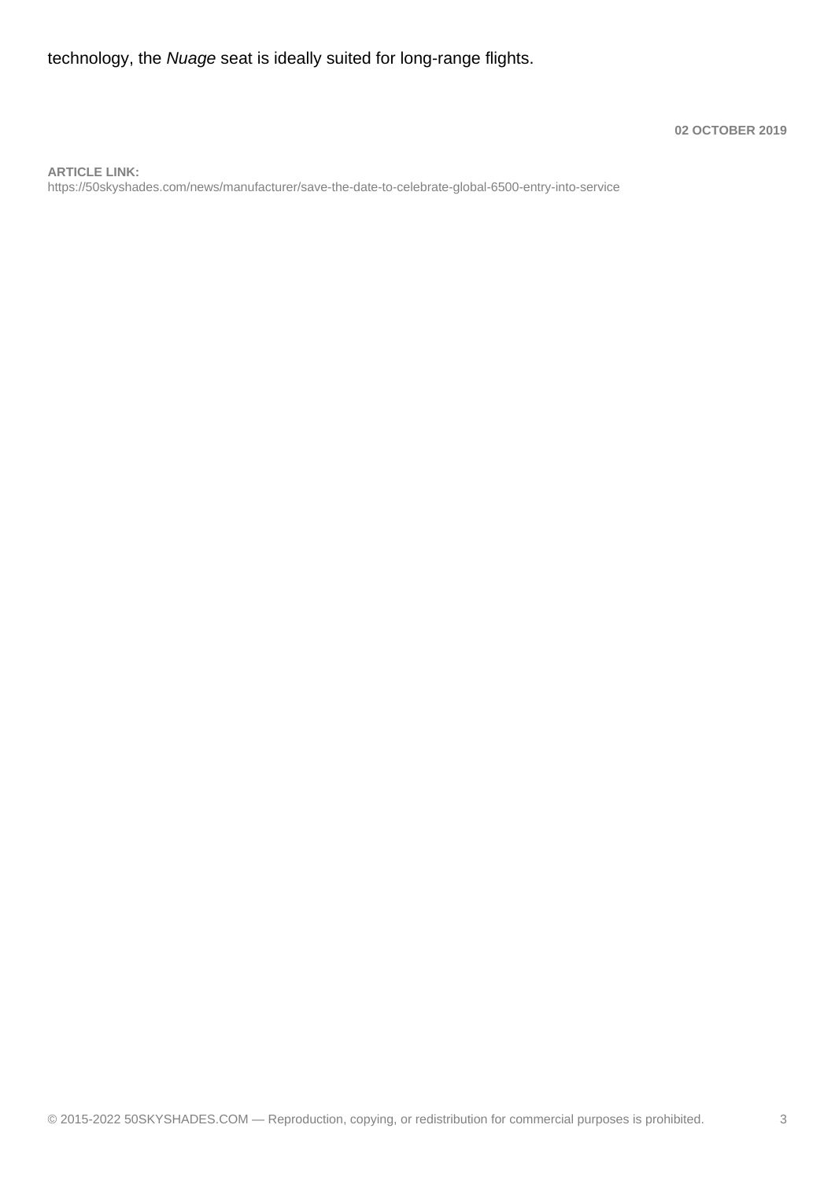technology, the *Nuage* seat is ideally suited for long-range flights.

**02 OCTOBER 2019**

**ARTICLE LINK:**
https://50skyshades.com/news/manufacturer/save-the-date-to-celebrate-global-6500-entry-into-service